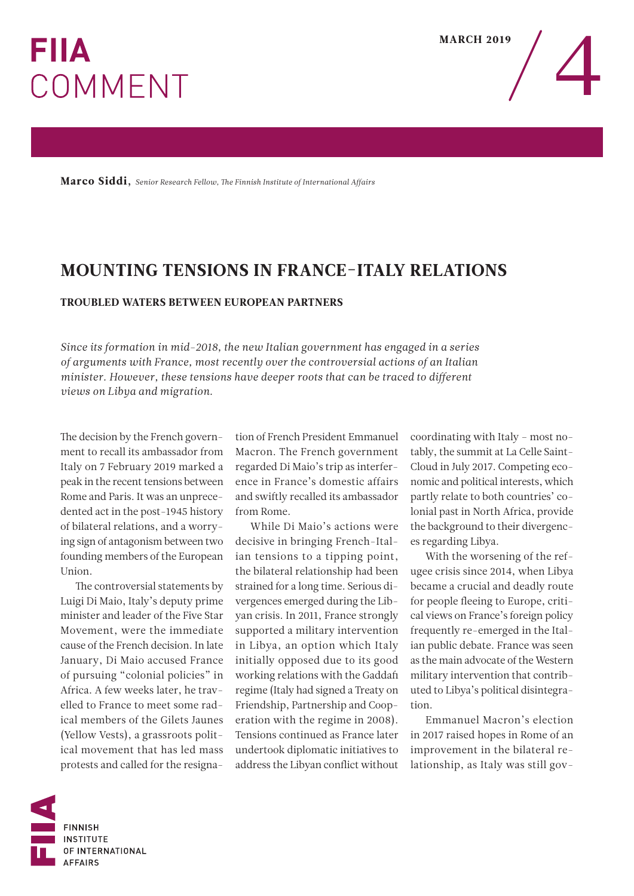# FIIA COMMENT

MARCH 2019 / 4

**Marco Siddi,** *Senior Research Fellow, The Finnish Institute of International Affairs*

## MOUNTING TENSIONS IN FRANCE–ITALY RELATIONS

### TROUBLED WATERS BETWEEN EUROPEAN PARTNERS

*Since its formation in mid-2018, the new Italian government has engaged in a series of arguments with France, most recently over the controversial actions of an Italian minister. However, these tensions have deeper roots that can be traced to different views on Libya and migration.*

The decision by the French government to recall its ambassador from Italy on 7 February 2019 marked a peak in the recent tensions between Rome and Paris. It was an unprecedented act in the post-1945 history of bilateral relations, and a worrying sign of antagonism between two founding members of the European Union.

The controversial statements by Luigi Di Maio, Italy's deputy prime minister and leader of the Five Star Movement, were the immediate cause of the French decision. In late January, Di Maio accused France of pursuing "colonial policies" in Africa. A few weeks later, he travelled to France to meet some radical members of the Gilets Jaunes (Yellow Vests), a grassroots political movement that has led mass protests and called for the resignation of French President Emmanuel Macron. The French government regarded Di Maio's trip as interference in France's domestic affairs and swiftly recalled its ambassador from Rome.

While Di Maio's actions were decisive in bringing French-Italian tensions to a tipping point, the bilateral relationship had been strained for a long time. Serious divergences emerged during the Libyan crisis. In 2011, France strongly supported a military intervention in Libya, an option which Italy initially opposed due to its good working relations with the Gaddafi regime (Italy had signed a Treaty on Friendship, Partnership and Cooperation with the regime in 2008). Tensions continued as France later undertook diplomatic initiatives to address the Libyan conflict without coordinating with Italy – most notably, the summit at La Celle Saint-Cloud in July 2017. Competing economic and political interests, which partly relate to both countries' colonial past in North Africa, provide the background to their divergences regarding Libya.

With the worsening of the refugee crisis since 2014, when Libya became a crucial and deadly route for people fleeing to Europe, critical views on France's foreign policy frequently re-emerged in the Italian public debate. France was seen as the main advocate of the Western military intervention that contributed to Libya's political disintegration.

Emmanuel Macron's election in 2017 raised hopes in Rome of an improvement in the bilateral relationship, as Italy was still gov-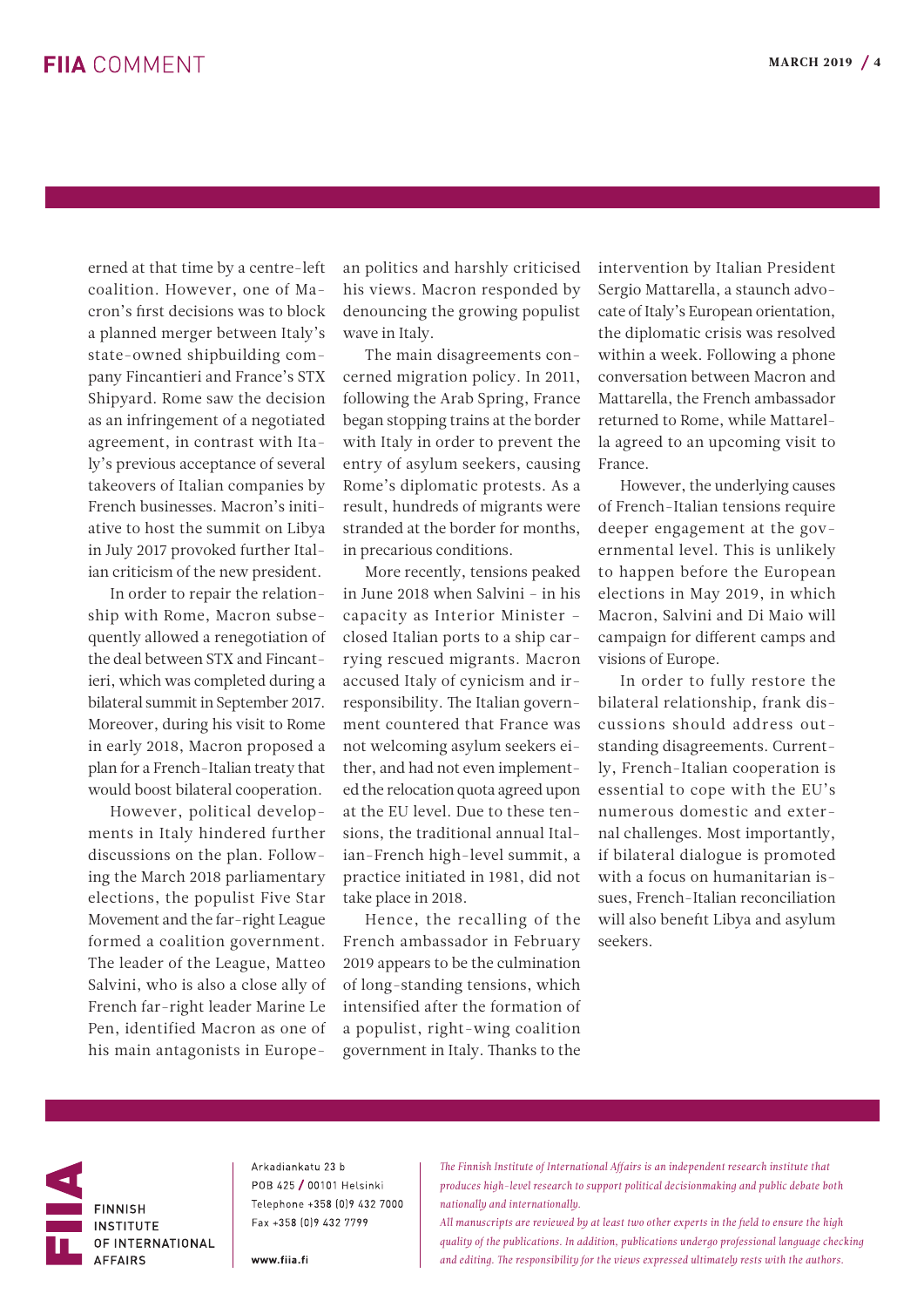erned at that time by a centre-left coalition. However, one of Macron's first decisions was to block a planned merger between Italy's state-owned shipbuilding company Fincantieri and France's STX Shipyard. Rome saw the decision as an infringement of a negotiated agreement, in contrast with Italy's previous acceptance of several takeovers of Italian companies by French businesses. Macron's initiative to host the summit on Libya in July 2017 provoked further Italian criticism of the new president.

In order to repair the relationship with Rome, Macron subsequently allowed a renegotiation of the deal between STX and Fincantieri, which was completed during a bilateral summit in September 2017. Moreover, during his visit to Rome in early 2018, Macron proposed a plan for a French-Italian treaty that would boost bilateral cooperation.

However, political developments in Italy hindered further discussions on the plan. Following the March 2018 parliamentary elections, the populist Five Star Movement and the far-right League formed a coalition government. The leader of the League, Matteo Salvini, who is also a close ally of French far-right leader Marine Le Pen, identified Macron as one of his main antagonists in European politics and harshly criticised his views. Macron responded by denouncing the growing populist wave in Italy.

The main disagreements concerned migration policy. In 2011, following the Arab Spring, France began stopping trains at the border with Italy in order to prevent the entry of asylum seekers, causing Rome's diplomatic protests. As a result, hundreds of migrants were stranded at the border for months, in precarious conditions.

More recently, tensions peaked in June 2018 when Salvini – in his capacity as Interior Minister – closed Italian ports to a ship carrying rescued migrants. Macron accused Italy of cynicism and irresponsibility. The Italian government countered that France was not welcoming asylum seekers either, and had not even implemented the relocation quota agreed upon at the EU level. Due to these tensions, the traditional annual Italian-French high-level summit, a practice initiated in 1981, did not take place in 2018.

Hence, the recalling of the French ambassador in February 2019 appears to be the culmination of long-standing tensions, which intensified after the formation of a populist, right-wing coalition government in Italy. Thanks to the intervention by Italian President Sergio Mattarella, a staunch advocate of Italy's European orientation, the diplomatic crisis was resolved within a week. Following a phone conversation between Macron and Mattarella, the French ambassador returned to Rome, while Mattarella agreed to an upcoming visit to France.

However, the underlying causes of French-Italian tensions require deeper engagement at the governmental level. This is unlikely to happen before the European elections in May 2019, in which Macron, Salvini and Di Maio will campaign for different camps and visions of Europe.

In order to fully restore the bilateral relationship, frank discussions should address outstanding disagreements. Currently, French-Italian cooperation is essential to cope with the EU's numerous domestic and external challenges. Most importantly, if bilateral dialogue is promoted with a focus on humanitarian issues, French-Italian reconciliation will also benefit Libya and asylum seekers.

FINNISH INSTITUTE OF INTERNATIONAL AFFAIRS

Arkadiankatu 23 b
POB 425 / 00101 Helsinki
Telephone +358 (0)9 432 7000
Fax +358 (0)9 432 7799

www.fiia.fi

*The Finnish Institute of International Affairs is an independent research institute that produces high-level research to support political decisionmaking and public debate both nationally and internationally.*

*All manuscripts are reviewed by at least two other experts in the field to ensure the high quality of the publications. In addition, publications undergo professional language checking and editing. The responsibility for the views expressed ultimately rests with the authors.*